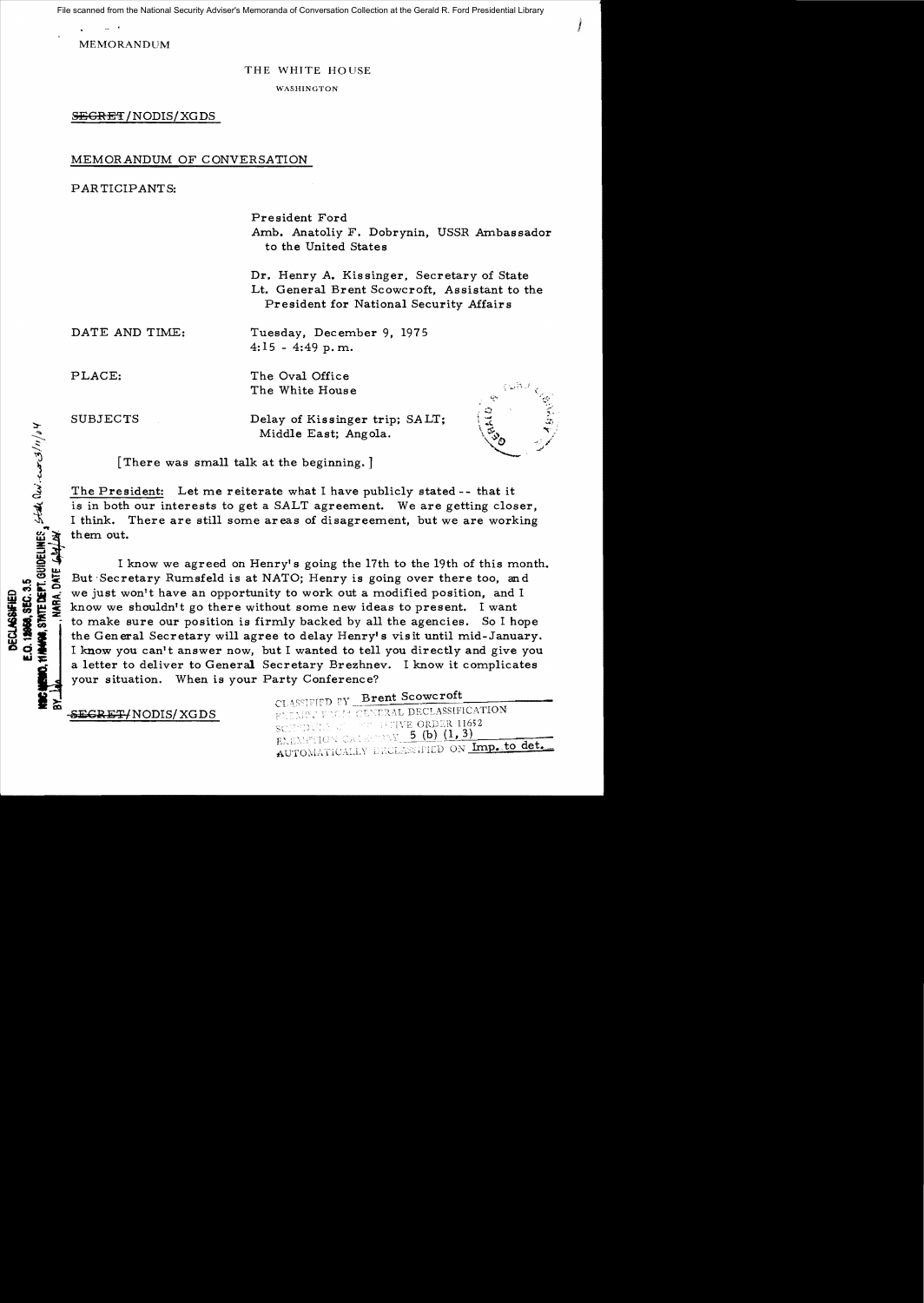File scanned from the National Security Adviser's Memoranda of Conversation Collection at the Gerald R. Ford Presidential Library

MEMORANDUM

THE WHITE HOUSE

WASHINGTON

~~SECRET~~/NODIS/XGDS

MEMORANDUM OF CONVERSATION

PARTICIPANTS:

President Ford
Amb. Anatoliy F. Dobrynin, USSR Ambassador to the United States

Dr. Henry A. Kissinger, Secretary of State
Lt. General Brent Scowcroft, Assistant to the President for National Security Affairs

DATE AND TIME: Tuesday, December 9, 1975
4:15 - 4:49 p.m.

PLACE: The Oval Office
The White House

SUBJECTS: Delay of Kissinger trip; SALT; Middle East; Angola.

DECLASSIFIED
E.O. 12958, SEC. 3.5
NSC MEMO, 11/24/98, STATE DEPT. GUIDELINES, State Rev. 3/11/04
BY ___ , NARA, DATE ___

[There was small talk at the beginning.]

The President: Let me reiterate what I have publicly stated -- that it is in both our interests to get a SALT agreement. We are getting closer, I think. There are still some areas of disagreement, but we are working them out.

I know we agreed on Henry's going the 17th to the 19th of this month. But Secretary Rumsfeld is at NATO; Henry is going over there too, and we just won't have an opportunity to work out a modified position, and I know we shouldn't go there without some new ideas to present. I want to make sure our position is firmly backed by all the agencies. So I hope the General Secretary will agree to delay Henry's visit until mid-January. I know you can't answer now, but I wanted to tell you directly and give you a letter to deliver to General Secretary Brezhnev. I know it complicates your situation. When is your Party Conference?

~~SECRET~~/NODIS/XGDS

CLASSIFIED BY Brent Scowcroft
EXEMPT FROM GENERAL DECLASSIFICATION
SCHEDULE OF EXECUTIVE ORDER 11652
EXEMPTION CATEGORY 5 (b) (1, 3)
AUTOMATICALLY DECLASSIFIED ON Imp. to det.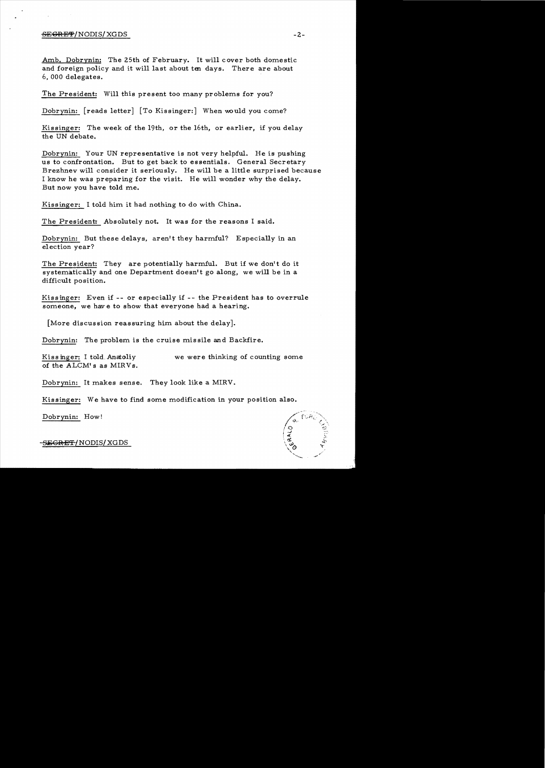Amb. Dobrynin: The 25th of February. It will cover both domestic and foreign policy and it will last about ten days. There are about 6,000 delegates.

The President: Will this present too many problems for you?

Dobrynin: [reads letter] [To Kissinger:] When would you come?

Kissinger: The week of the 19th, or the 16th, or earlier, if you delay the UN debate.

Dobrynin: Your UN representative is not very helpful. He is pushing us to confrontation. But to get back to essentials. General Secretary Brezhnev will consider it seriously. He will be a little surprised because I know he was preparing for the visit. He will wonder why the delay. But now you have told me.

Kissinger: I told him it had nothing to do with China.

The President: Absolutely not. It was for the reasons I said.

Dobrynin: But these delays, aren't they harmful? Especially in an election year?

The President: They are potentially harmful. But if we don't do it systematically and one Department doesn't go along, we will be in a difficult position.

Kissinger: Even if -- or especially if -- the President has to overrule someone, we have to show that everyone had a hearing.

[More discussion reassuring him about the delay].

Dobrynin: The problem is the cruise missile and Backfire.

Kissinger: I told Anatoliy we were thinking of counting some of the ALCM's as MIRVs.

Dobrynin: It makes sense. They look like a MIRV.

Kissinger: We have to find some modification in your position also.

Dobrynin: How!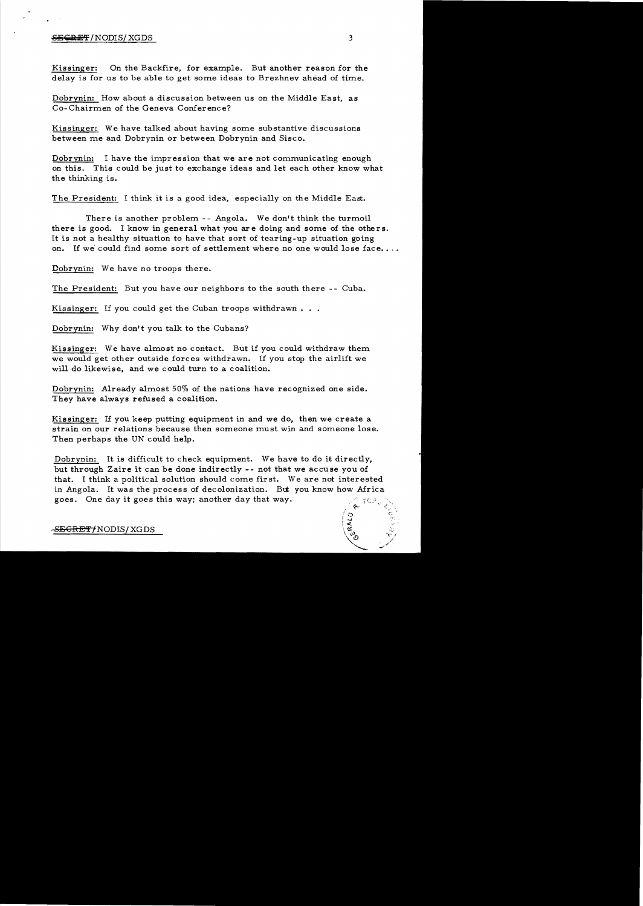Kissinger: On the Backfire, for example. But another reason for the delay is for us to be able to get some ideas to Brezhnev ahead of time.

Dobrynin: How about a discussion between us on the Middle East, as Co-Chairmen of the Geneva Conference?

Kissinger: We have talked about having some substantive discussions between me and Dobrynin or between Dobrynin and Sisco.

Dobrynin: I have the impression that we are not communicating enough on this. This could be just to exchange ideas and let each other know what the thinking is.

The President: I think it is a good idea, especially on the Middle East.

There is another problem -- Angola. We don't think the turmoil there is good. I know in general what you are doing and some of the others. It is not a healthy situation to have that sort of tearing-up situation going on. If we could find some sort of settlement where no one would lose face. . . .

Dobrynin: We have no troops there.

The President: But you have our neighbors to the south there -- Cuba.

Kissinger: If you could get the Cuban troops withdrawn . . .

Dobrynin: Why don't you talk to the Cubans?

Kissinger: We have almost no contact. But if you could withdraw them we would get other outside forces withdrawn. If you stop the airlift we will do likewise, and we could turn to a coalition.

Dobrynin: Already almost 50% of the nations have recognized one side. They have always refused a coalition.

Kissinger: If you keep putting equipment in and we do, then we create a strain on our relations because then someone must win and someone lose. Then perhaps the UN could help.

Dobrynin: It is difficult to check equipment. We have to do it directly, but through Zaire it can be done indirectly -- not that we accuse you of that. I think a political solution should come first. We are not interested in Angola. It was the process of decolonization. But you know how Africa goes. One day it goes this way; another day that way.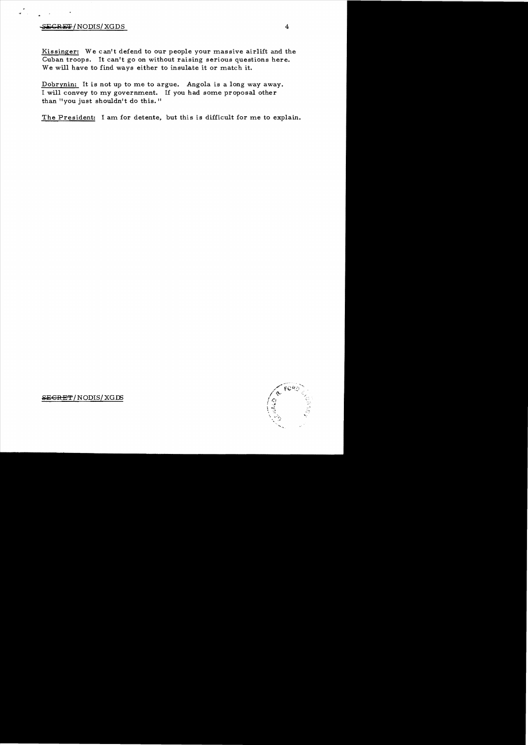Kissinger: We can't defend to our people your massive airlift and the Cuban troops. It can't go on without raising serious questions here. We will have to find ways either to insulate it or match it.

Dobrynin: It is not up to me to argue. Angola is a long way away. I will convey to my government. If you had some proposal other than "you just shouldn't do this."

The President: I am for detente, but this is difficult for me to explain.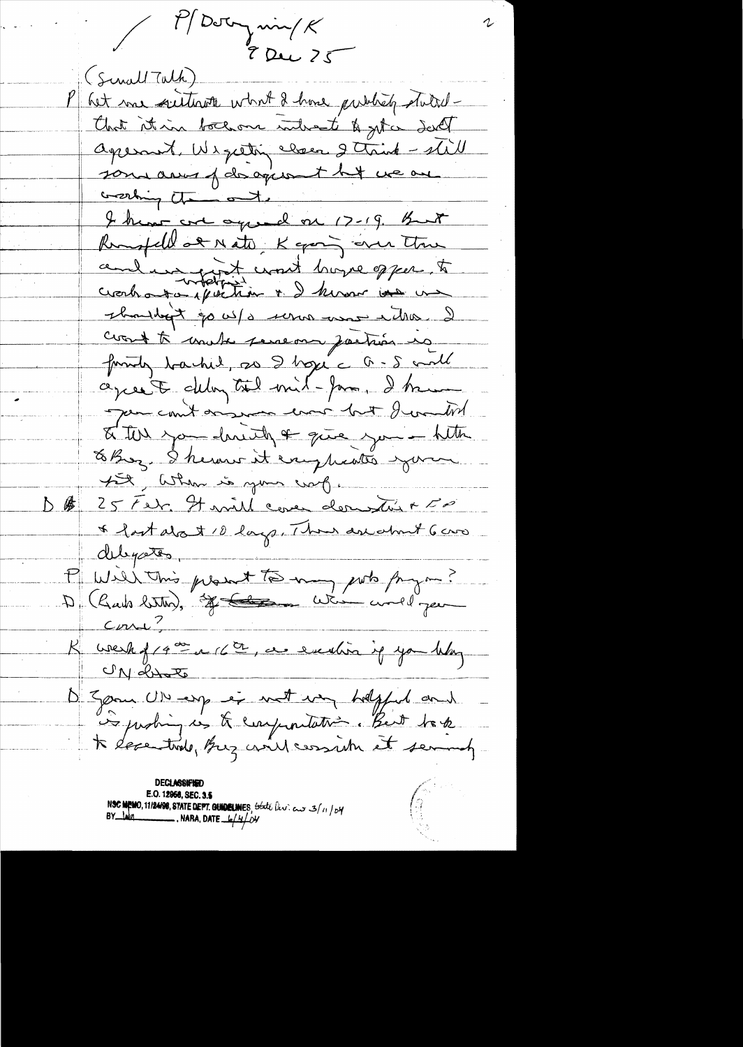P/Dobrynin/K
9 Dec 75

(Small Talk)

P Let me sum up what I have publicly stated — that it is in both our interest to get a SALT agreement. We getting closer I think — still some areas of disagreement but we are working them out.

I know we agreed on 17-19. But Rumsfeld at NATO, K going over there and we just won't have proper opportunity to work out a (unintelligible) position. I know we shouldn't go w/o some more action. I want to make sure our position is firmly backed, so I hope G-S will agree to delay till mid-Jan. I know you can't answer now but I wanted to tell you directly & give you a letter to Brez. I know it complicates your life. When is your conf.

D 25 Feb. It will cover domestic & FP & last about 10 days. There are about 6000 delegates.

P Will this present too many pub prog?

D (Reads letter). When would you come?

K Week of 14th or 16th, as exciting if you delay UN debate

D Your UN exp is not very helpful and is pushing us to confrontation. But back to Secretariat, Brez will consider it seriously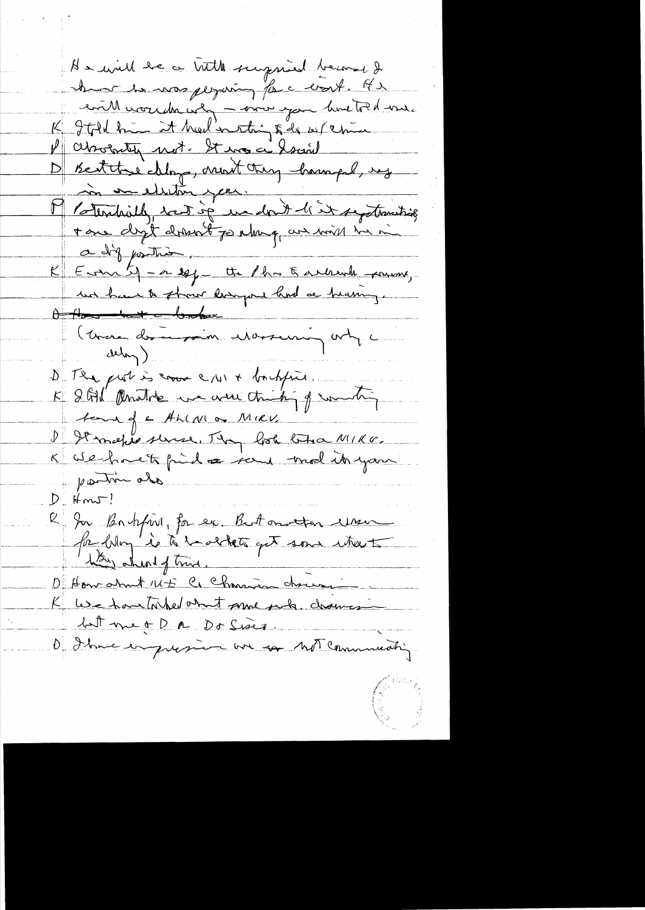He will be a little surprised because I know he was preparing for a visit. He will wonder why – since you have told me.

K I told him it had nothing to do w/ China

P Absolutely not. It was as I said

D But these delays, won't they hamper, esp in an election year.

P Potentially, but if we don't do it sophisticatedly & our dept doesn't go along, we will be in a diff position.

K Even if – or esp – the Phm & Arabs – you must, we have to show everyone had a hearing.

(there discussion reassuring only a delay)

D The prob is cruise c/m & backfire.

K I told Anatole we were thinking of something here of a ALCM or MIRV.

D It makes sense. They both look like a MIRV.

K We have to find a ~~as~~ road into your position also

D How!

K On Backfire, for ex. But another issue for delay is to be able to get some interest ~~among~~ during the delay.

D How about MET (?) Cr Chairman discussion

K We have talked about some such discussion but me & D & Do Sisco.

D I have impression we are not communicating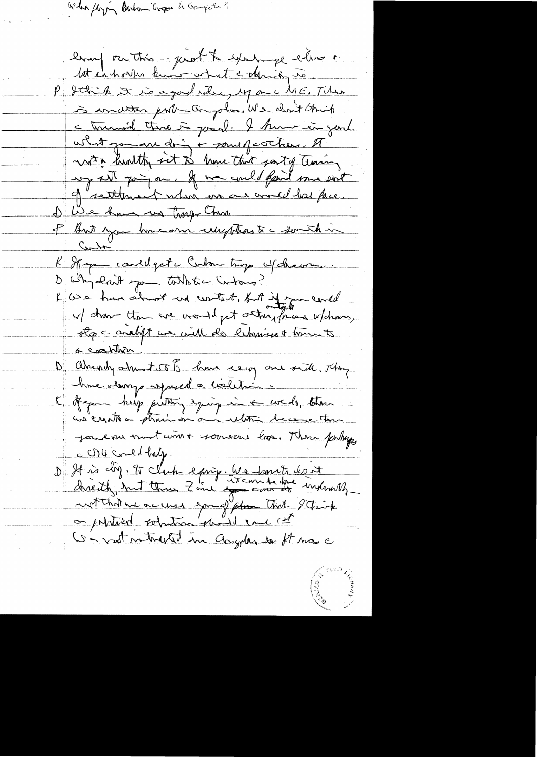What [?] [?] Cuban troops to Angola?

Enough on this – just to exchange views + let each other know what each thinks is.

P: I think it is a good idea, esp on the ME. There is another problem – Angola. We don't think the turmoil there is good. I know in general what you are doing + some of others. It isn't healthy not to know that sort of thing is going on. If we could find some sort of settlement where no one would lose face.

D: We have no troops there.

P: But you have some relationship to the growth in Cuban

K: If you could get the Cuban troops withdrawn...

D: Why don't you talk to the Cubans?

K: We have almost no contact. But if you could w/draw them we would get outside forces w/drawn, stop the airlift we will do likewise + turn to a coalition.

D: Already almost 50% have recog one side. They have always opposed a coalition.

K: If you keep putting equip in + we do, then we create a strain on our relation because then you can must win + someone lose. Then perhaps the OAU could help.

D: It is dif. To check equip. We haven't do it directly, but then I will [?] it can't be done indirectly not that we accuse you of that. I think a political solution should come [?]. We not interested in Angola so it was the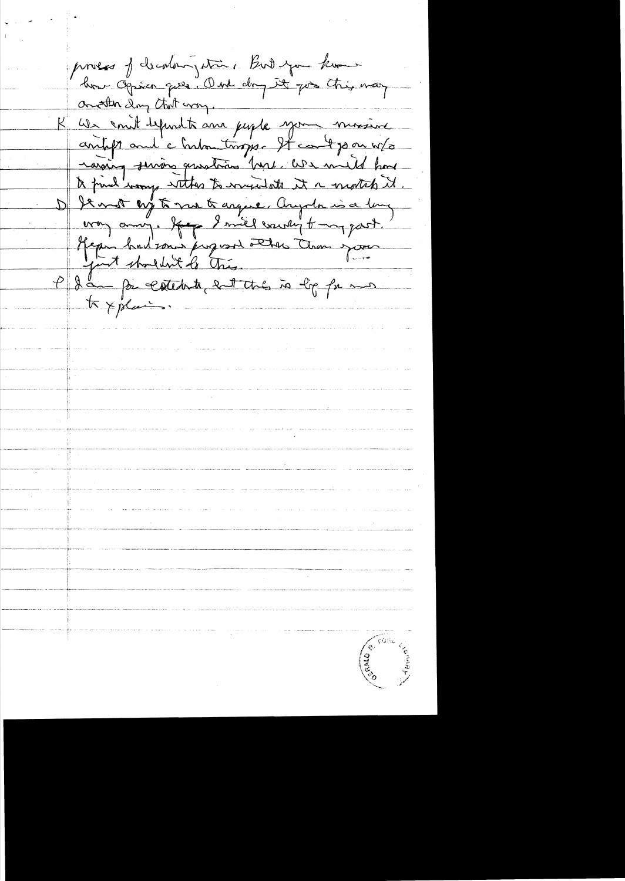process of decolonization. But you know how Africa goes. One day it goes this way another day that way.

K We can't defend our people your massive airlift and Cuban troops. It can't go on w/o raising serious questions here. We would have to find ways either to escalate it or match it.

D It is not my to me to argue. Angola is a long way away. I will convey to my govt. Again had some proposals other than yours just shouldn't be this.

P I am for detente, but this is tough for me to explain.